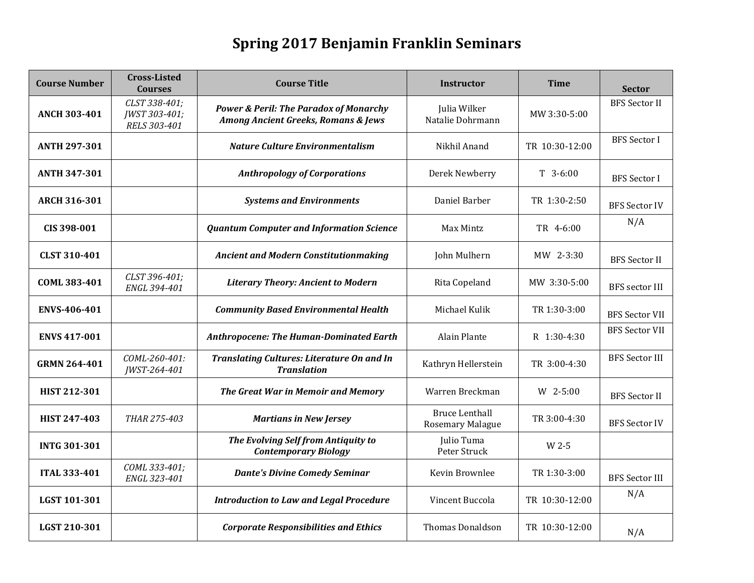# Spring 2017 Benjamin Franklin Seminars

| Course Number | Cross-Listed Courses | Course Title | Instructor | Time | Sector |
|---|---|---|---|---|---|
| **ANCH 303-401** | *CLST 338-401; JWST 303-401; RELS 303-401* | ***Power & Peril: The Paradox of Monarchy Among Ancient Greeks, Romans & Jews*** | Julia Wilker Natalie Dohrmann | MW 3:30-5:00 | BFS Sector II |
| **ANTH 297-301** | | ***Nature Culture Environmentalism*** | Nikhil Anand | TR 10:30-12:00 | BFS Sector I |
| **ANTH 347-301** | | ***Anthropology of Corporations*** | Derek Newberry | T 3-6:00 | BFS Sector I |
| **ARCH 316-301** | | ***Systems and Environments*** | Daniel Barber | TR 1:30-2:50 | BFS Sector IV |
| **CIS 398-001** | | ***Quantum Computer and Information Science*** | Max Mintz | TR 4-6:00 | N/A |
| **CLST 310-401** | | ***Ancient and Modern Constitutionmaking*** | John Mulhern | MW 2-3:30 | BFS Sector II |
| **COML 383-401** | *CLST 396-401; ENGL 394-401* | ***Literary Theory: Ancient to Modern*** | Rita Copeland | MW 3:30-5:00 | BFS sector III |
| **ENVS-406-401** | | ***Community Based Environmental Health*** | Michael Kulik | TR 1:30-3:00 | BFS Sector VII |
| **ENVS 417-001** | | ***Anthropocene: The Human-Dominated Earth*** | Alain Plante | R 1:30-4:30 | BFS Sector VII |
| **GRMN 264-401** | *COML-260-401: JWST-264-401* | ***Translating Cultures: Literature On and In Translation*** | Kathryn Hellerstein | TR 3:00-4:30 | BFS Sector III |
| **HIST 212-301** | | ***The Great War in Memoir and Memory*** | Warren Breckman | W 2-5:00 | BFS Sector II |
| **HIST 247-403** | *THAR 275-403* | ***Martians in New Jersey*** | Bruce Lenthall Rosemary Malague | TR 3:00-4:30 | BFS Sector IV |
| **INTG 301-301** | | ***The Evolving Self from Antiquity to Contemporary Biology*** | Julio Tuma Peter Struck | W 2-5 | |
| **ITAL 333-401** | *COML 333-401; ENGL 323-401* | ***Dante's Divine Comedy Seminar*** | Kevin Brownlee | TR 1:30-3:00 | BFS Sector III |
| **LGST 101-301** | | ***Introduction to Law and Legal Procedure*** | Vincent Buccola | TR 10:30-12:00 | N/A |
| **LGST 210-301** | | ***Corporate Responsibilities and Ethics*** | Thomas Donaldson | TR 10:30-12:00 | N/A |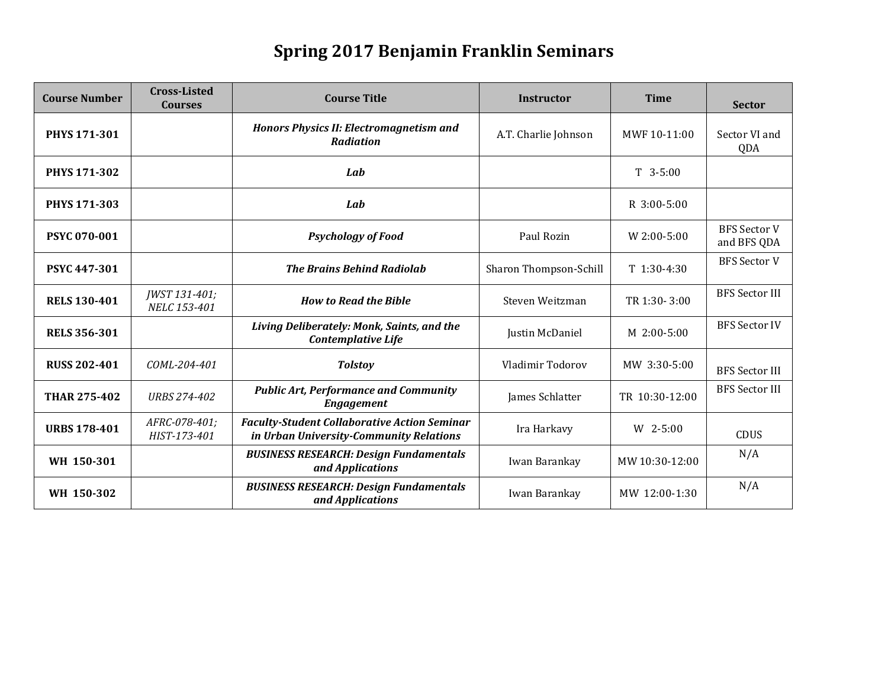# Spring 2017 Benjamin Franklin Seminars

| Course Number | Cross-Listed Courses | Course Title | Instructor | Time | Sector |
|---|---|---|---|---|---|
| **PHYS 171-301** | | ***Honors Physics II: Electromagnetism and Radiation*** | A.T. Charlie Johnson | MWF 10-11:00 | Sector VI and QDA |
| **PHYS 171-302** | | ***Lab*** | | T 3-5:00 | |
| **PHYS 171-303** | | ***Lab*** | | R 3:00-5:00 | |
| **PSYC 070-001** | | ***Psychology of Food*** | Paul Rozin | W 2:00-5:00 | BFS Sector V and BFS QDA |
| **PSYC 447-301** | | ***The Brains Behind Radiolab*** | Sharon Thompson-Schill | T 1:30-4:30 | BFS Sector V |
| **RELS 130-401** | *JWST 131-401; NELC 153-401* | ***How to Read the Bible*** | Steven Weitzman | TR 1:30- 3:00 | BFS Sector III |
| **RELS 356-301** | | ***Living Deliberately: Monk, Saints, and the Contemplative Life*** | Justin McDaniel | M 2:00-5:00 | BFS Sector IV |
| **RUSS 202-401** | *COML-204-401* | ***Tolstoy*** | Vladimir Todorov | MW 3:30-5:00 | BFS Sector III |
| **THAR 275-402** | *URBS 274-402* | ***Public Art, Performance and Community Engagement*** | James Schlatter | TR 10:30-12:00 | BFS Sector III |
| **URBS 178-401** | *AFRC-078-401; HIST-173-401* | ***Faculty-Student Collaborative Action Seminar in Urban University-Community Relations*** | Ira Harkavy | W 2-5:00 | CDUS |
| **WH 150-301** | | ***BUSINESS RESEARCH: Design Fundamentals and Applications*** | Iwan Barankay | MW 10:30-12:00 | N/A |
| **WH 150-302** | | ***BUSINESS RESEARCH: Design Fundamentals and Applications*** | Iwan Barankay | MW 12:00-1:30 | N/A |